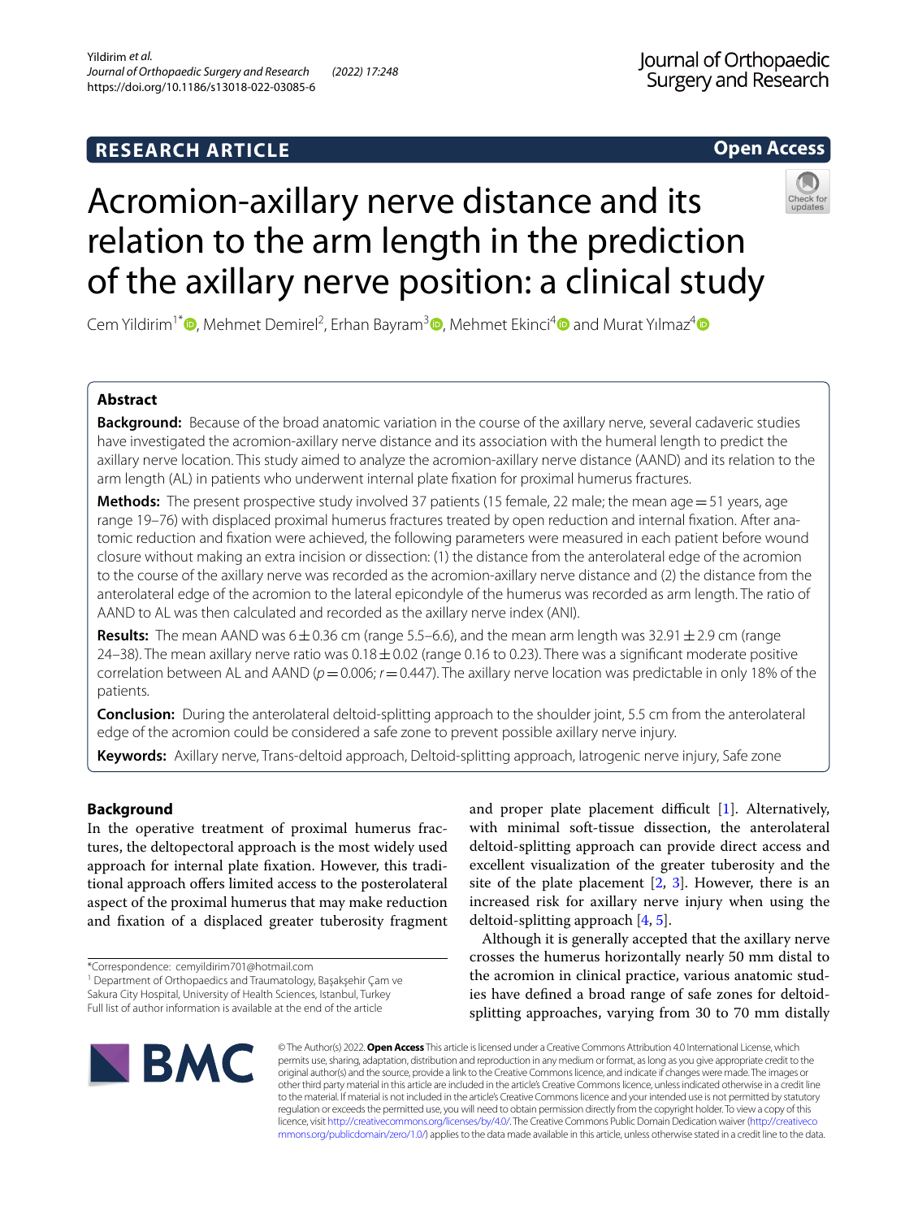RESEARCH ARTICLE

Open Access

# Acromion-axillary nerve distance and its relation to the arm length in the prediction of the axillary nerve position: a clinical study

Cem Yildirim[1*], Mehmet Demirel[2], Erhan Bayram[3], Mehmet Ekinci[4] and Murat Yılmaz[4]

## Abstract

**Background:** Because of the broad anatomic variation in the course of the axillary nerve, several cadaveric studies have investigated the acromion-axillary nerve distance and its association with the humeral length to predict the axillary nerve location. This study aimed to analyze the acromion-axillary nerve distance (AAND) and its relation to the arm length (AL) in patients who underwent internal plate fixation for proximal humerus fractures.

**Methods:** The present prospective study involved 37 patients (15 female, 22 male; the mean age = 51 years, age range 19–76) with displaced proximal humerus fractures treated by open reduction and internal fixation. After anatomic reduction and fixation were achieved, the following parameters were measured in each patient before wound closure without making an extra incision or dissection: (1) the distance from the anterolateral edge of the acromion to the course of the axillary nerve was recorded as the acromion-axillary nerve distance and (2) the distance from the anterolateral edge of the acromion to the lateral epicondyle of the humerus was recorded as arm length. The ratio of AAND to AL was then calculated and recorded as the axillary nerve index (ANI).

**Results:** The mean AAND was $6 \pm 0.36$ cm (range 5.5–6.6), and the mean arm length was $32.91 \pm 2.9$ cm (range 24–38). The mean axillary nerve ratio was $0.18 \pm 0.02$ (range 0.16 to 0.23). There was a significant moderate positive correlation between AL and AAND ($p = 0.006$; $r = 0.447$). The axillary nerve location was predictable in only 18% of the patients.

**Conclusion:** During the anterolateral deltoid-splitting approach to the shoulder joint, 5.5 cm from the anterolateral edge of the acromion could be considered a safe zone to prevent possible axillary nerve injury.

**Keywords:** Axillary nerve, Trans-deltoid approach, Deltoid-splitting approach, Iatrogenic nerve injury, Safe zone

## Background

In the operative treatment of proximal humerus fractures, the deltopectoral approach is the most widely used approach for internal plate fixation. However, this traditional approach offers limited access to the posterolateral aspect of the proximal humerus that may make reduction and fixation of a displaced greater tuberosity fragment and proper plate placement difficult [1]. Alternatively, with minimal soft-tissue dissection, the anterolateral deltoid-splitting approach can provide direct access and excellent visualization of the greater tuberosity and the site of the plate placement [2, 3]. However, there is an increased risk for axillary nerve injury when using the deltoid-splitting approach [4, 5].

Although it is generally accepted that the axillary nerve crosses the humerus horizontally nearly 50 mm distal to the acromion in clinical practice, various anatomic studies have defined a broad range of safe zones for deltoid-splitting approaches, varying from 30 to 70 mm distally

*Correspondence: cemyildirim701@hotmail.com
[1] Department of Orthopaedics and Traumatology, Başakşehir Çam ve Sakura City Hospital, University of Health Sciences, Istanbul, Turkey
Full list of author information is available at the end of the article

© The Author(s) 2022. **Open Access** This article is licensed under a Creative Commons Attribution 4.0 International License, which permits use, sharing, adaptation, distribution and reproduction in any medium or format, as long as you give appropriate credit to the original author(s) and the source, provide a link to the Creative Commons licence, and indicate if changes were made. The images or other third party material in this article are included in the article's Creative Commons licence, unless indicated otherwise in a credit line to the material. If material is not included in the article's Creative Commons licence and your intended use is not permitted by statutory regulation or exceeds the permitted use, you will need to obtain permission directly from the copyright holder. To view a copy of this licence, visit http://creativecommons.org/licenses/by/4.0/. The Creative Commons Public Domain Dedication waiver (http://creativecommons.org/publicdomain/zero/1.0/) applies to the data made available in this article, unless otherwise stated in a credit line to the data.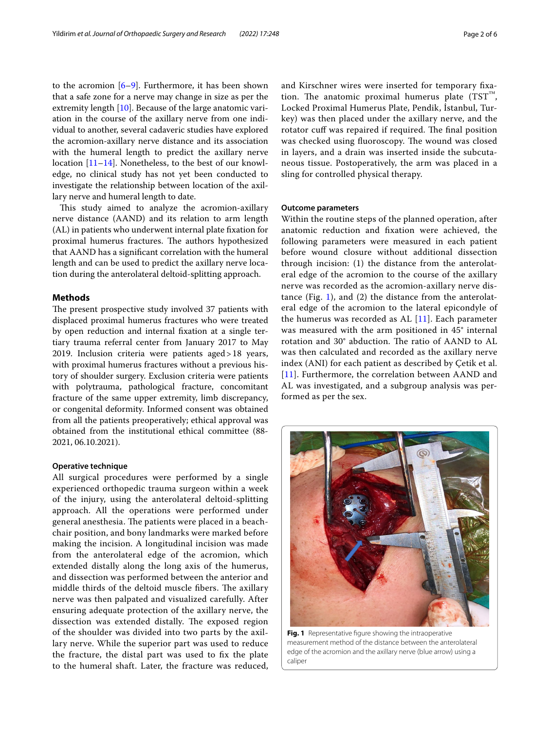to the acromion [6–9]. Furthermore, it has been shown that a safe zone for a nerve may change in size as per the extremity length [10]. Because of the large anatomic variation in the course of the axillary nerve from one individual to another, several cadaveric studies have explored the acromion-axillary nerve distance and its association with the humeral length to predict the axillary nerve location [11–14]. Nonetheless, to the best of our knowledge, no clinical study has not yet been conducted to investigate the relationship between location of the axillary nerve and humeral length to date.

This study aimed to analyze the acromion-axillary nerve distance (AAND) and its relation to arm length (AL) in patients who underwent internal plate fixation for proximal humerus fractures. The authors hypothesized that AAND has a significant correlation with the humeral length and can be used to predict the axillary nerve location during the anterolateral deltoid-splitting approach.

## Methods

The present prospective study involved 37 patients with displaced proximal humerus fractures who were treated by open reduction and internal fixation at a single tertiary trauma referral center from January 2017 to May 2019. Inclusion criteria were patients aged > 18 years, with proximal humerus fractures without a previous history of shoulder surgery. Exclusion criteria were patients with polytrauma, pathological fracture, concomitant fracture of the same upper extremity, limb discrepancy, or congenital deformity. Informed consent was obtained from all the patients preoperatively; ethical approval was obtained from the institutional ethical committee (88-2021, 06.10.2021).

### Operative technique

All surgical procedures were performed by a single experienced orthopedic trauma surgeon within a week of the injury, using the anterolateral deltoid-splitting approach. All the operations were performed under general anesthesia. The patients were placed in a beach-chair position, and bony landmarks were marked before making the incision. A longitudinal incision was made from the anterolateral edge of the acromion, which extended distally along the long axis of the humerus, and dissection was performed between the anterior and middle thirds of the deltoid muscle fibers. The axillary nerve was then palpated and visualized carefully. After ensuring adequate protection of the axillary nerve, the dissection was extended distally. The exposed region of the shoulder was divided into two parts by the axillary nerve. While the superior part was used to reduce the fracture, the distal part was used to fix the plate to the humeral shaft. Later, the fracture was reduced, and Kirschner wires were inserted for temporary fixation. The anatomic proximal humerus plate (TST™, Locked Proximal Humerus Plate, Pendik, İstanbul, Turkey) was then placed under the axillary nerve, and the rotator cuff was repaired if required. The final position was checked using fluoroscopy. The wound was closed in layers, and a drain was inserted inside the subcutaneous tissue. Postoperatively, the arm was placed in a sling for controlled physical therapy.

### Outcome parameters

Within the routine steps of the planned operation, after anatomic reduction and fixation were achieved, the following parameters were measured in each patient before wound closure without additional dissection through incision: (1) the distance from the anterolateral edge of the acromion to the course of the axillary nerve was recorded as the acromion-axillary nerve distance (Fig. 1), and (2) the distance from the anterolateral edge of the acromion to the lateral epicondyle of the humerus was recorded as AL [11]. Each parameter was measured with the arm positioned in 45° internal rotation and 30° abduction. The ratio of AAND to AL was then calculated and recorded as the axillary nerve index (ANI) for each patient as described by Çetik et al. [11]. Furthermore, the correlation between AAND and AL was investigated, and a subgroup analysis was performed as per the sex.

**Fig. 1** Representative figure showing the intraoperative measurement method of the distance between the anterolateral edge of the acromion and the axillary nerve (blue arrow) using a caliper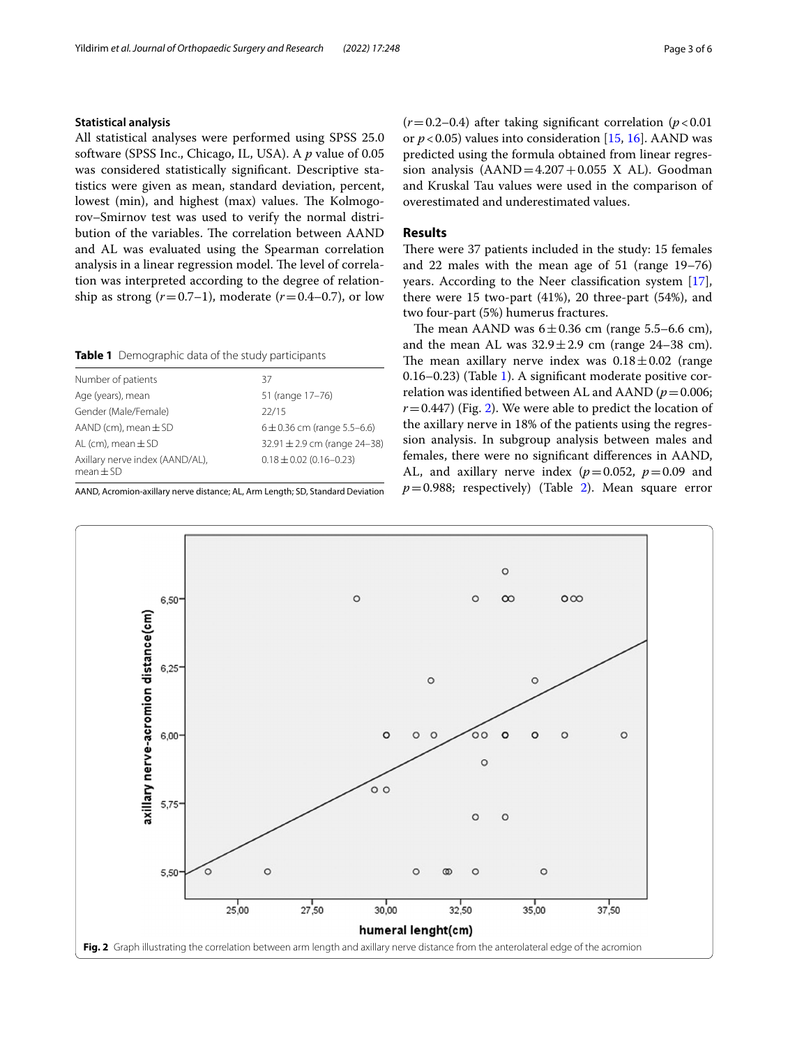### Statistical analysis

All statistical analyses were performed using SPSS 25.0 software (SPSS Inc., Chicago, IL, USA). A $p$ value of 0.05 was considered statistically significant. Descriptive statistics were given as mean, standard deviation, percent, lowest (min), and highest (max) values. The Kolmogorov–Smirnov test was used to verify the normal distribution of the variables. The correlation between AAND and AL was evaluated using the Spearman correlation analysis in a linear regression model. The level of correlation was interpreted according to the degree of relationship as strong ($r = 0.7–1$), moderate ($r = 0.4–0.7$), or low ($r = 0.2–0.4$) after taking significant correlation ($p < 0.01$ or $p < 0.05$) values into consideration [15, 16]. AAND was predicted using the formula obtained from linear regression analysis (AAND = 4.207 + 0.055 X AL). Goodman and Kruskal Tau values were used in the comparison of overestimated and underestimated values.

**Table 1** Demographic data of the study participants

| | |
|---|---|
| Number of patients | 37 |
| Age (years), mean | 51 (range 17–76) |
| Gender (Male/Female) | 22/15 |
| AAND (cm), mean ± SD | 6 ± 0.36 cm (range 5.5–6.6) |
| AL (cm), mean ± SD | 32.91 ± 2.9 cm (range 24–38) |
| Axillary nerve index (AAND/AL), mean ± SD | 0.18 ± 0.02 (0.16–0.23) |

AAND, Acromion-axillary nerve distance; AL, Arm Length; SD, Standard Deviation

## Results

There were 37 patients included in the study: 15 females and 22 males with the mean age of 51 (range 19–76) years. According to the Neer classification system [17], there were 15 two-part (41%), 20 three-part (54%), and two four-part (5%) humerus fractures.

The mean AAND was 6 ± 0.36 cm (range 5.5–6.6 cm), and the mean AL was 32.9 ± 2.9 cm (range 24–38 cm). The mean axillary nerve index was 0.18 ± 0.02 (range 0.16–0.23) (Table 1). A significant moderate positive correlation was identified between AL and AAND ($p = 0.006$; $r = 0.447$) (Fig. 2). We were able to predict the location of the axillary nerve in 18% of the patients using the regression analysis. In subgroup analysis between males and females, there were no significant differences in AAND, AL, and axillary nerve index ($p = 0.052$, $p = 0.09$ and $p = 0.988$; respectively) (Table 2). Mean square error

**Fig. 2** Graph illustrating the correlation between arm length and axillary nerve distance from the anterolateral edge of the acromion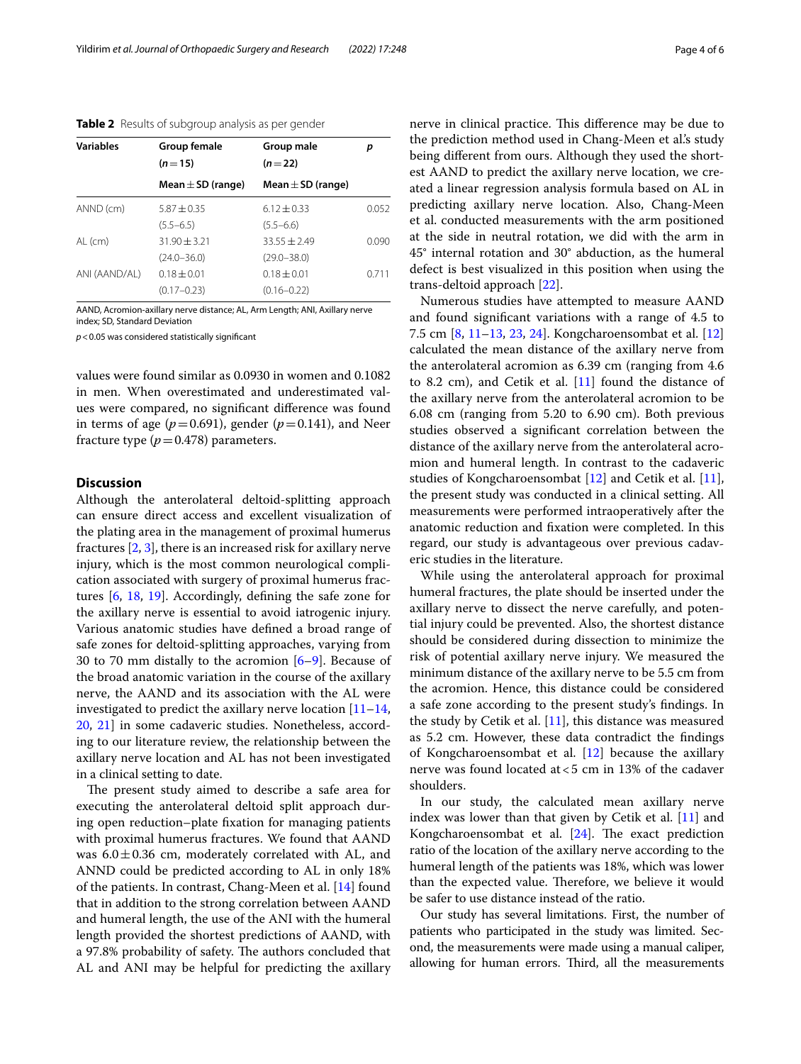**Table 2** Results of subgroup analysis as per gender

| Variables | Group female ($n=15$) Mean ± SD (range) | Group male ($n=22$) Mean ± SD (range) | *p* |
|---|---|---|---|
| ANND (cm) | 5.87 ± 0.35 (5.5–6.5) | 6.12 ± 0.33 (5.5–6.6) | 0.052 |
| AL (cm) | 31.90 ± 3.21 (24.0–36.0) | 33.55 ± 2.49 (29.0–38.0) | 0.090 |
| ANI (AAND/AL) | 0.18 ± 0.01 (0.17–0.23) | 0.18 ± 0.01 (0.16–0.22) | 0.711 |

AAND, Acromion-axillary nerve distance; AL, Arm Length; ANI, Axillary nerve index; SD, Standard Deviation

$p<0.05$ was considered statistically significant

values were found similar as 0.0930 in women and 0.1082 in men. When overestimated and underestimated values were compared, no significant difference was found in terms of age ($p=0.691$), gender ($p=0.141$), and Neer fracture type ($p=0.478$) parameters.

## Discussion

Although the anterolateral deltoid-splitting approach can ensure direct access and excellent visualization of the plating area in the management of proximal humerus fractures [2, 3], there is an increased risk for axillary nerve injury, which is the most common neurological complication associated with surgery of proximal humerus fractures [6, 18, 19]. Accordingly, defining the safe zone for the axillary nerve is essential to avoid iatrogenic injury. Various anatomic studies have defined a broad range of safe zones for deltoid-splitting approaches, varying from 30 to 70 mm distally to the acromion [6–9]. Because of the broad anatomic variation in the course of the axillary nerve, the AAND and its association with the AL were investigated to predict the axillary nerve location [11–14, 20, 21] in some cadaveric studies. Nonetheless, according to our literature review, the relationship between the axillary nerve location and AL has not been investigated in a clinical setting to date.

The present study aimed to describe a safe area for executing the anterolateral deltoid split approach during open reduction–plate fixation for managing patients with proximal humerus fractures. We found that AAND was 6.0 ± 0.36 cm, moderately correlated with AL, and ANND could be predicted according to AL in only 18% of the patients. In contrast, Chang-Meen et al. [14] found that in addition to the strong correlation between AAND and humeral length, the use of the ANI with the humeral length provided the shortest predictions of AAND, with a 97.8% probability of safety. The authors concluded that AL and ANI may be helpful for predicting the axillary nerve in clinical practice. This difference may be due to the prediction method used in Chang-Meen et al.'s study being different from ours. Although they used the shortest AAND to predict the axillary nerve location, we created a linear regression analysis formula based on AL in predicting axillary nerve location. Also, Chang-Meen et al. conducted measurements with the arm positioned at the side in neutral rotation, we did with the arm in 45° internal rotation and 30° abduction, as the humeral defect is best visualized in this position when using the trans-deltoid approach [22].

Numerous studies have attempted to measure AAND and found significant variations with a range of 4.5 to 7.5 cm [8, 11–13, 23, 24]. Kongcharoensombat et al. [12] calculated the mean distance of the axillary nerve from the anterolateral acromion as 6.39 cm (ranging from 4.6 to 8.2 cm), and Cetik et al. [11] found the distance of the axillary nerve from the anterolateral acromion to be 6.08 cm (ranging from 5.20 to 6.90 cm). Both previous studies observed a significant correlation between the distance of the axillary nerve from the anterolateral acromion and humeral length. In contrast to the cadaveric studies of Kongcharoensombat [12] and Cetik et al. [11], the present study was conducted in a clinical setting. All measurements were performed intraoperatively after the anatomic reduction and fixation were completed. In this regard, our study is advantageous over previous cadaveric studies in the literature.

While using the anterolateral approach for proximal humeral fractures, the plate should be inserted under the axillary nerve to dissect the nerve carefully, and potential injury could be prevented. Also, the shortest distance should be considered during dissection to minimize the risk of potential axillary nerve injury. We measured the minimum distance of the axillary nerve to be 5.5 cm from the acromion. Hence, this distance could be considered a safe zone according to the present study's findings. In the study by Cetik et al. [11], this distance was measured as 5.2 cm. However, these data contradict the findings of Kongcharoensombat et al. [12] because the axillary nerve was found located at < 5 cm in 13% of the cadaver shoulders.

In our study, the calculated mean axillary nerve index was lower than that given by Cetik et al. [11] and Kongcharoensombat et al. [24]. The exact prediction ratio of the location of the axillary nerve according to the humeral length of the patients was 18%, which was lower than the expected value. Therefore, we believe it would be safer to use distance instead of the ratio.

Our study has several limitations. First, the number of patients who participated in the study was limited. Second, the measurements were made using a manual caliper, allowing for human errors. Third, all the measurements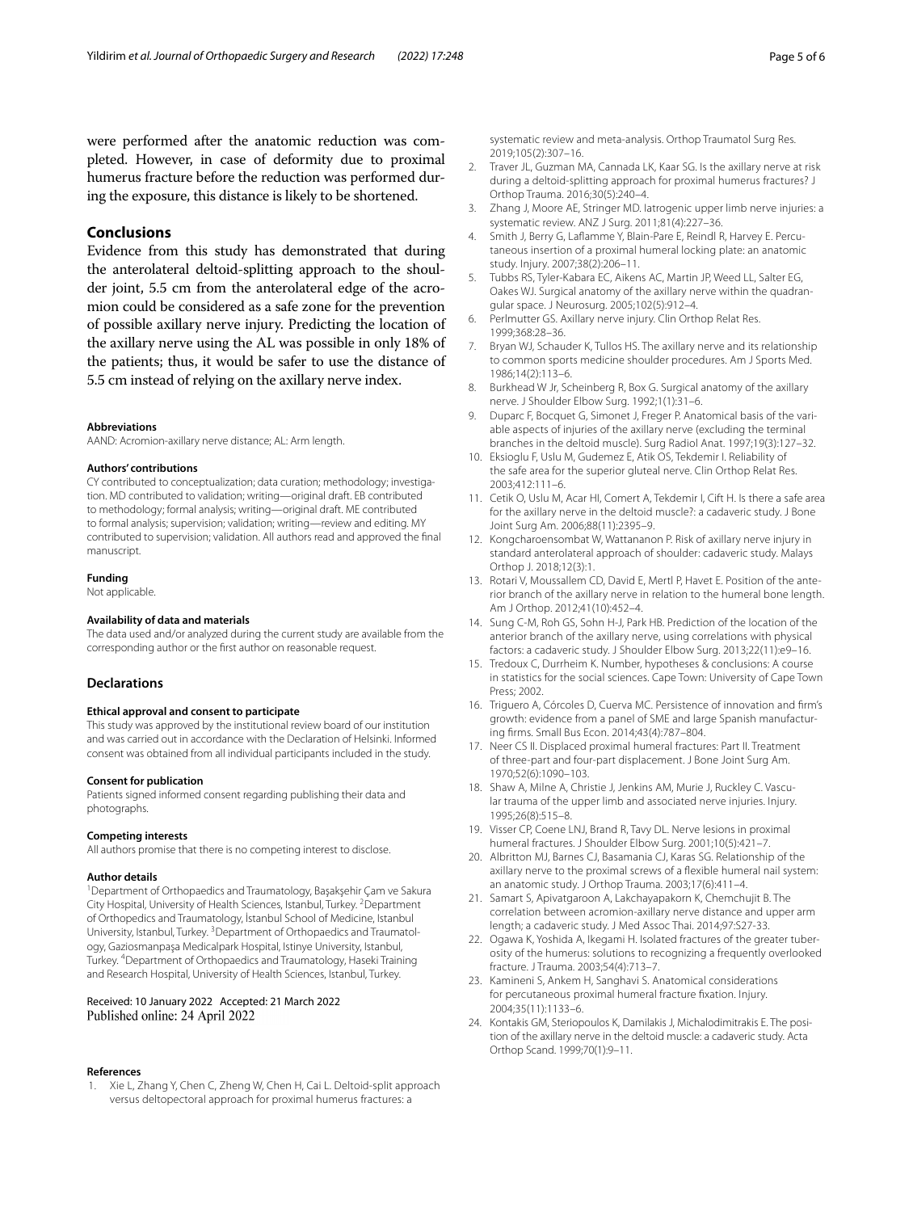were performed after the anatomic reduction was completed. However, in case of deformity due to proximal humerus fracture before the reduction was performed during the exposure, this distance is likely to be shortened.

## Conclusions

Evidence from this study has demonstrated that during the anterolateral deltoid-splitting approach to the shoulder joint, 5.5 cm from the anterolateral edge of the acromion could be considered as a safe zone for the prevention of possible axillary nerve injury. Predicting the location of the axillary nerve using the AL was possible in only 18% of the patients; thus, it would be safer to use the distance of 5.5 cm instead of relying on the axillary nerve index.

#### Abbreviations
AAND: Acromion-axillary nerve distance; AL: Arm length.

#### Authors' contributions
CY contributed to conceptualization; data curation; methodology; investigation. MD contributed to validation; writing—original draft. EB contributed to methodology; formal analysis; writing—original draft. ME contributed to formal analysis; supervision; validation; writing—review and editing. MY contributed to supervision; validation. All authors read and approved the final manuscript.

#### Funding
Not applicable.

#### Availability of data and materials
The data used and/or analyzed during the current study are available from the corresponding author or the first author on reasonable request.

### Declarations

#### Ethical approval and consent to participate
This study was approved by the institutional review board of our institution and was carried out in accordance with the Declaration of Helsinki. Informed consent was obtained from all individual participants included in the study.

#### Consent for publication
Patients signed informed consent regarding publishing their data and photographs.

#### Competing interests
All authors promise that there is no competing interest to disclose.

#### Author details
[1]Department of Orthopaedics and Traumatology, Başakşehir Çam ve Sakura City Hospital, University of Health Sciences, Istanbul, Turkey. [2]Department of Orthopedics and Traumatology, İstanbul School of Medicine, Istanbul University, Istanbul, Turkey. [3]Department of Orthopaedics and Traumatology, Gaziosmanpaşa Medicalpark Hospital, Istinye University, Istanbul, Turkey. [4]Department of Orthopaedics and Traumatology, Haseki Training and Research Hospital, University of Health Sciences, Istanbul, Turkey.

Received: 10 January 2022 Accepted: 21 March 2022
Published online: 24 April 2022

#### References

1. Xie L, Zhang Y, Chen C, Zheng W, Chen H, Cai L. Deltoid-split approach versus deltopectoral approach for proximal humerus fractures: a systematic review and meta-analysis. Orthop Traumatol Surg Res. 2019;105(2):307–16.
2. Traver JL, Guzman MA, Cannada LK, Kaar SG. Is the axillary nerve at risk during a deltoid-splitting approach for proximal humerus fractures? J Orthop Trauma. 2016;30(5):240–4.
3. Zhang J, Moore AE, Stringer MD. Iatrogenic upper limb nerve injuries: a systematic review. ANZ J Surg. 2011;81(4):227–36.
4. Smith J, Berry G, Laflamme Y, Blain-Pare E, Reindl R, Harvey E. Percutaneous insertion of a proximal humeral locking plate: an anatomic study. Injury. 2007;38(2):206–11.
5. Tubbs RS, Tyler-Kabara EC, Aikens AC, Martin JP, Weed LL, Salter EG, Oakes WJ. Surgical anatomy of the axillary nerve within the quadrangular space. J Neurosurg. 2005;102(5):912–4.
6. Perlmutter GS. Axillary nerve injury. Clin Orthop Relat Res. 1999;368:28–36.
7. Bryan WJ, Schauder K, Tullos HS. The axillary nerve and its relationship to common sports medicine shoulder procedures. Am J Sports Med. 1986;14(2):113–6.
8. Burkhead W Jr, Scheinberg R, Box G. Surgical anatomy of the axillary nerve. J Shoulder Elbow Surg. 1992;1(1):31–6.
9. Duparc F, Bocquet G, Simonet J, Freger P. Anatomical basis of the variable aspects of injuries of the axillary nerve (excluding the terminal branches in the deltoid muscle). Surg Radiol Anat. 1997;19(3):127–32.
10. Eksioglu F, Uslu M, Gudemez E, Atik OS, Tekdemir I. Reliability of the safe area for the superior gluteal nerve. Clin Orthop Relat Res. 2003;412:111–6.
11. Cetik O, Uslu M, Acar HI, Comert A, Tekdemir I, Cift H. Is there a safe area for the axillary nerve in the deltoid muscle?: a cadaveric study. J Bone Joint Surg Am. 2006;88(11):2395–9.
12. Kongcharoensombat W, Wattananon P. Risk of axillary nerve injury in standard anterolateral approach of shoulder: cadaveric study. Malays Orthop J. 2018;12(3):1.
13. Rotari V, Moussallem CD, David E, Mertl P, Havet E. Position of the anterior branch of the axillary nerve in relation to the humeral bone length. Am J Orthop. 2012;41(10):452–4.
14. Sung C-M, Roh GS, Sohn H-J, Park HB. Prediction of the location of the anterior branch of the axillary nerve, using correlations with physical factors: a cadaveric study. J Shoulder Elbow Surg. 2013;22(11):e9–16.
15. Tredoux C, Durrheim K. Number, hypotheses & conclusions: A course in statistics for the social sciences. Cape Town: University of Cape Town Press; 2002.
16. Triguero A, Córcoles D, Cuerva MC. Persistence of innovation and firm's growth: evidence from a panel of SME and large Spanish manufacturing firms. Small Bus Econ. 2014;43(4):787–804.
17. Neer CS II. Displaced proximal humeral fractures: Part II. Treatment of three-part and four-part displacement. J Bone Joint Surg Am. 1970;52(6):1090–103.
18. Shaw A, Milne A, Christie J, Jenkins AM, Murie J, Ruckley C. Vascular trauma of the upper limb and associated nerve injuries. Injury. 1995;26(8):515–8.
19. Visser CP, Coene LNJ, Brand R, Tavy DL. Nerve lesions in proximal humeral fractures. J Shoulder Elbow Surg. 2001;10(5):421–7.
20. Albritton MJ, Barnes CJ, Basamania CJ, Karas SG. Relationship of the axillary nerve to the proximal screws of a flexible humeral nail system: an anatomic study. J Orthop Trauma. 2003;17(6):411–4.
21. Samart S, Apivatgaroon A, Lakchayapakorn K, Chemchujit B. The correlation between acromion-axillary nerve distance and upper arm length; a cadaveric study. J Med Assoc Thai. 2014;97:S27-33.
22. Ogawa K, Yoshida A, Ikegami H. Isolated fractures of the greater tuberosity of the humerus: solutions to recognizing a frequently overlooked fracture. J Trauma. 2003;54(4):713–7.
23. Kamineni S, Ankem H, Sanghavi S. Anatomical considerations for percutaneous proximal humeral fracture fixation. Injury. 2004;35(11):1133–6.
24. Kontakis GM, Steriopoulos K, Damilakis J, Michalodimitrakis E. The position of the axillary nerve in the deltoid muscle: a cadaver study. Acta Orthop Scand. 1999;70(1):9–11.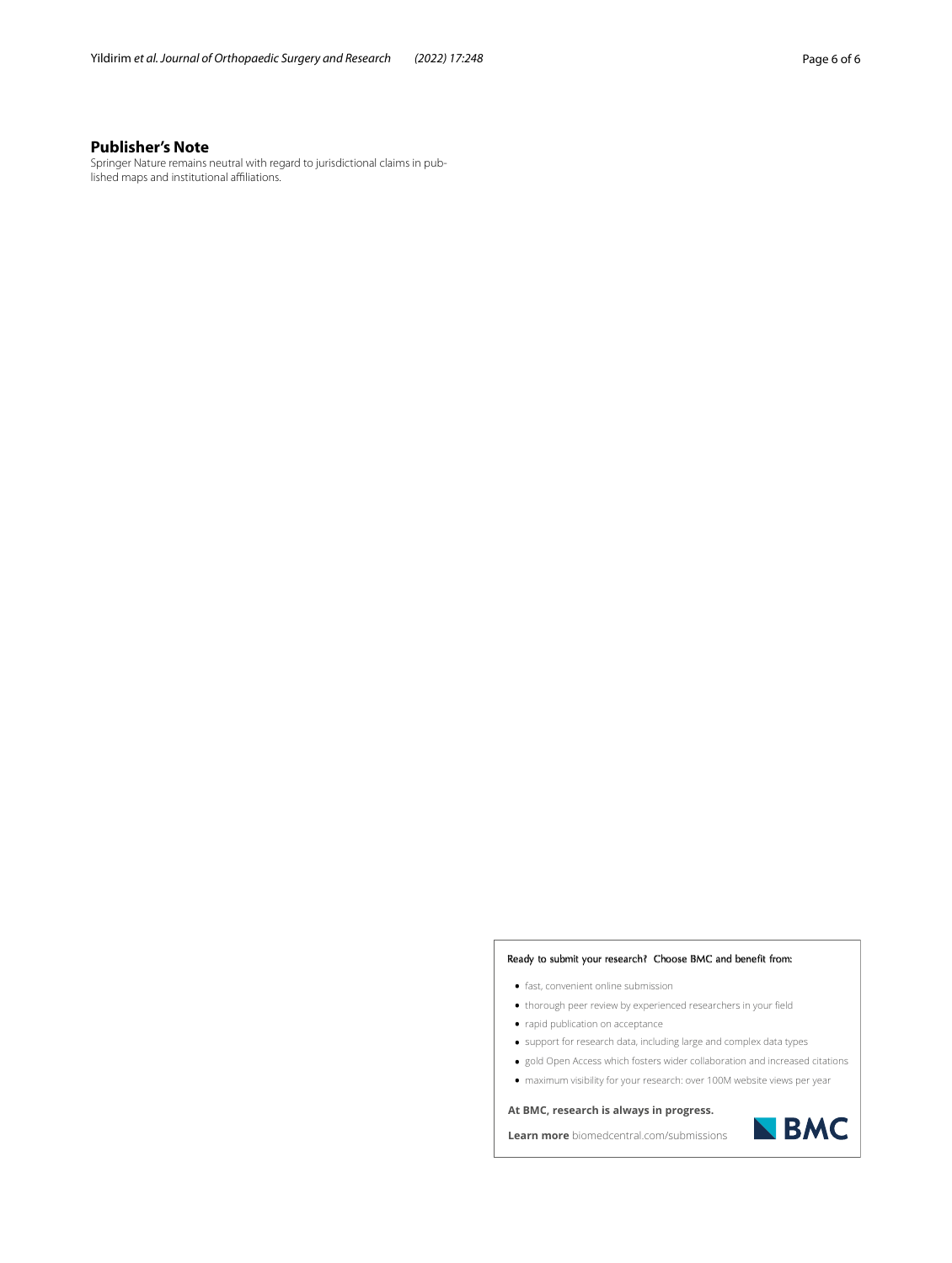## Publisher's Note

Springer Nature remains neutral with regard to jurisdictional claims in published maps and institutional affiliations.

Ready to submit your research? Choose BMC and benefit from:

- fast, convenient online submission
- thorough peer review by experienced researchers in your field
- rapid publication on acceptance
- support for research data, including large and complex data types
- gold Open Access which fosters wider collaboration and increased citations
- maximum visibility for your research: over 100M website views per year

**At BMC, research is always in progress.**

**Learn more** biomedcentral.com/submissions

BMC